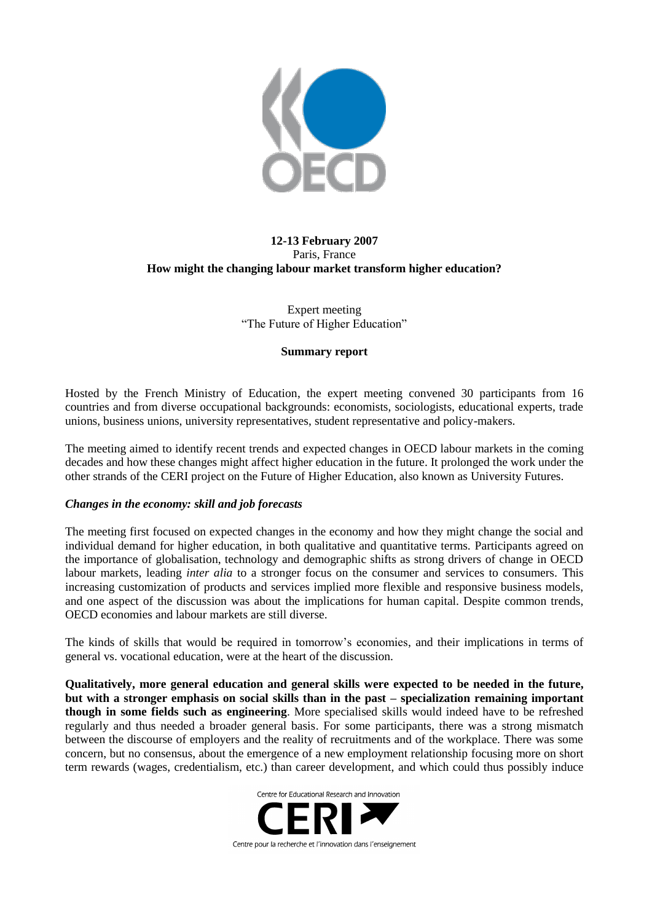**12-13 February 2007**
Paris, France
**How might the changing labour market transform higher education?**

Expert meeting
"The Future of Higher Education"

**Summary report**

Hosted by the French Ministry of Education, the expert meeting convened 30 participants from 16 countries and from diverse occupational backgrounds: economists, sociologists, educational experts, trade unions, business unions, university representatives, student representative and policy-makers.

The meeting aimed to identify recent trends and expected changes in OECD labour markets in the coming decades and how these changes might affect higher education in the future. It prolonged the work under the other strands of the CERI project on the Future of Higher Education, also known as University Futures.

### *Changes in the economy: skill and job forecasts*

The meeting first focused on expected changes in the economy and how they might change the social and individual demand for higher education, in both qualitative and quantitative terms. Participants agreed on the importance of globalisation, technology and demographic shifts as strong drivers of change in OECD labour markets, leading *inter alia* to a stronger focus on the consumer and services to consumers. This increasing customization of products and services implied more flexible and responsive business models, and one aspect of the discussion was about the implications for human capital. Despite common trends, OECD economies and labour markets are still diverse.

The kinds of skills that would be required in tomorrow's economies, and their implications in terms of general vs. vocational education, were at the heart of the discussion.

**Qualitatively, more general education and general skills were expected to be needed in the future, but with a stronger emphasis on social skills than in the past – specialization remaining important though in some fields such as engineering**. More specialised skills would indeed have to be refreshed regularly and thus needed a broader general basis. For some participants, there was a strong mismatch between the discourse of employers and the reality of recruitments and of the workplace. There was some concern, but no consensus, about the emergence of a new employment relationship focusing more on short term rewards (wages, credentialism, etc.) than career development, and which could thus possibly induce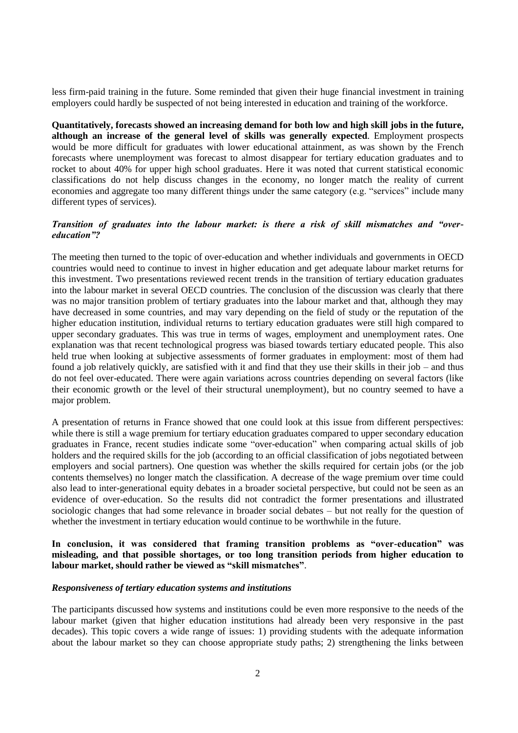less firm-paid training in the future. Some reminded that given their huge financial investment in training employers could hardly be suspected of not being interested in education and training of the workforce.

**Quantitatively, forecasts showed an increasing demand for both low and high skill jobs in the future, although an increase of the general level of skills was generally expected**. Employment prospects would be more difficult for graduates with lower educational attainment, as was shown by the French forecasts where unemployment was forecast to almost disappear for tertiary education graduates and to rocket to about 40% for upper high school graduates. Here it was noted that current statistical economic classifications do not help discuss changes in the economy, no longer match the reality of current economies and aggregate too many different things under the same category (e.g. "services" include many different types of services).

### *Transition of graduates into the labour market: is there a risk of skill mismatches and "over-education"?*

The meeting then turned to the topic of over-education and whether individuals and governments in OECD countries would need to continue to invest in higher education and get adequate labour market returns for this investment. Two presentations reviewed recent trends in the transition of tertiary education graduates into the labour market in several OECD countries. The conclusion of the discussion was clearly that there was no major transition problem of tertiary graduates into the labour market and that, although they may have decreased in some countries, and may vary depending on the field of study or the reputation of the higher education institution, individual returns to tertiary education graduates were still high compared to upper secondary graduates. This was true in terms of wages, employment and unemployment rates. One explanation was that recent technological progress was biased towards tertiary educated people. This also held true when looking at subjective assessments of former graduates in employment: most of them had found a job relatively quickly, are satisfied with it and find that they use their skills in their job – and thus do not feel over-educated. There were again variations across countries depending on several factors (like their economic growth or the level of their structural unemployment), but no country seemed to have a major problem.

A presentation of returns in France showed that one could look at this issue from different perspectives: while there is still a wage premium for tertiary education graduates compared to upper secondary education graduates in France, recent studies indicate some "over-education" when comparing actual skills of job holders and the required skills for the job (according to an official classification of jobs negotiated between employers and social partners). One question was whether the skills required for certain jobs (or the job contents themselves) no longer match the classification. A decrease of the wage premium over time could also lead to inter-generational equity debates in a broader societal perspective, but could not be seen as an evidence of over-education. So the results did not contradict the former presentations and illustrated sociologic changes that had some relevance in broader social debates – but not really for the question of whether the investment in tertiary education would continue to be worthwhile in the future.

**In conclusion, it was considered that framing transition problems as "over-education" was misleading, and that possible shortages, or too long transition periods from higher education to labour market, should rather be viewed as "skill mismatches"**.

### *Responsiveness of tertiary education systems and institutions*

The participants discussed how systems and institutions could be even more responsive to the needs of the labour market (given that higher education institutions had already been very responsive in the past decades). This topic covers a wide range of issues: 1) providing students with the adequate information about the labour market so they can choose appropriate study paths; 2) strengthening the links between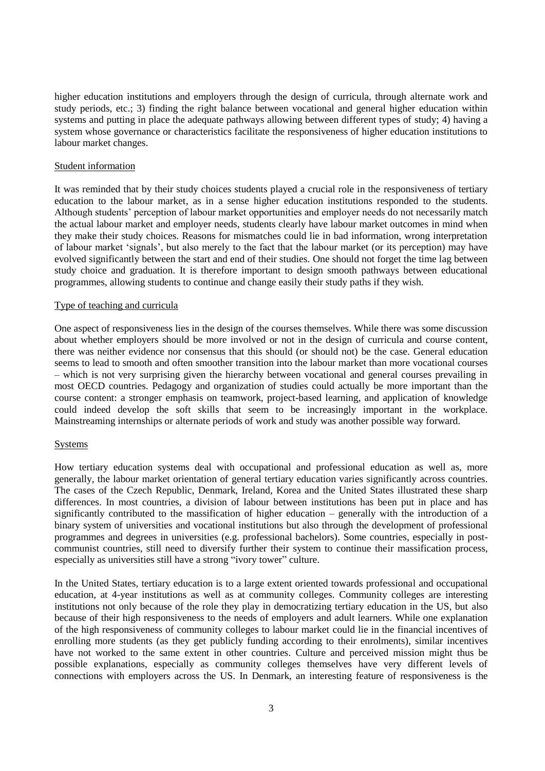higher education institutions and employers through the design of curricula, through alternate work and study periods, etc.; 3) finding the right balance between vocational and general higher education within systems and putting in place the adequate pathways allowing between different types of study; 4) having a system whose governance or characteristics facilitate the responsiveness of higher education institutions to labour market changes.

<u>Student information</u>

It was reminded that by their study choices students played a crucial role in the responsiveness of tertiary education to the labour market, as in a sense higher education institutions responded to the students. Although students' perception of labour market opportunities and employer needs do not necessarily match the actual labour market and employer needs, students clearly have labour market outcomes in mind when they make their study choices. Reasons for mismatches could lie in bad information, wrong interpretation of labour market 'signals', but also merely to the fact that the labour market (or its perception) may have evolved significantly between the start and end of their studies. One should not forget the time lag between study choice and graduation. It is therefore important to design smooth pathways between educational programmes, allowing students to continue and change easily their study paths if they wish.

<u>Type of teaching and curricula</u>

One aspect of responsiveness lies in the design of the courses themselves. While there was some discussion about whether employers should be more involved or not in the design of curricula and course content, there was neither evidence nor consensus that this should (or should not) be the case. General education seems to lead to smooth and often smoother transition into the labour market than more vocational courses – which is not very surprising given the hierarchy between vocational and general courses prevailing in most OECD countries. Pedagogy and organization of studies could actually be more important than the course content: a stronger emphasis on teamwork, project-based learning, and application of knowledge could indeed develop the soft skills that seem to be increasingly important in the workplace. Mainstreaming internships or alternate periods of work and study was another possible way forward.

<u>Systems</u>

How tertiary education systems deal with occupational and professional education as well as, more generally, the labour market orientation of general tertiary education varies significantly across countries. The cases of the Czech Republic, Denmark, Ireland, Korea and the United States illustrated these sharp differences. In most countries, a division of labour between institutions has been put in place and has significantly contributed to the massification of higher education – generally with the introduction of a binary system of universities and vocational institutions but also through the development of professional programmes and degrees in universities (e.g. professional bachelors). Some countries, especially in post-communist countries, still need to diversify further their system to continue their massification process, especially as universities still have a strong "ivory tower" culture.

In the United States, tertiary education is to a large extent oriented towards professional and occupational education, at 4-year institutions as well as at community colleges. Community colleges are interesting institutions not only because of the role they play in democratizing tertiary education in the US, but also because of their high responsiveness to the needs of employers and adult learners. While one explanation of the high responsiveness of community colleges to labour market could lie in the financial incentives of enrolling more students (as they get publicly funding according to their enrolments), similar incentives have not worked to the same extent in other countries. Culture and perceived mission might thus be possible explanations, especially as community colleges themselves have very different levels of connections with employers across the US. In Denmark, an interesting feature of responsiveness is the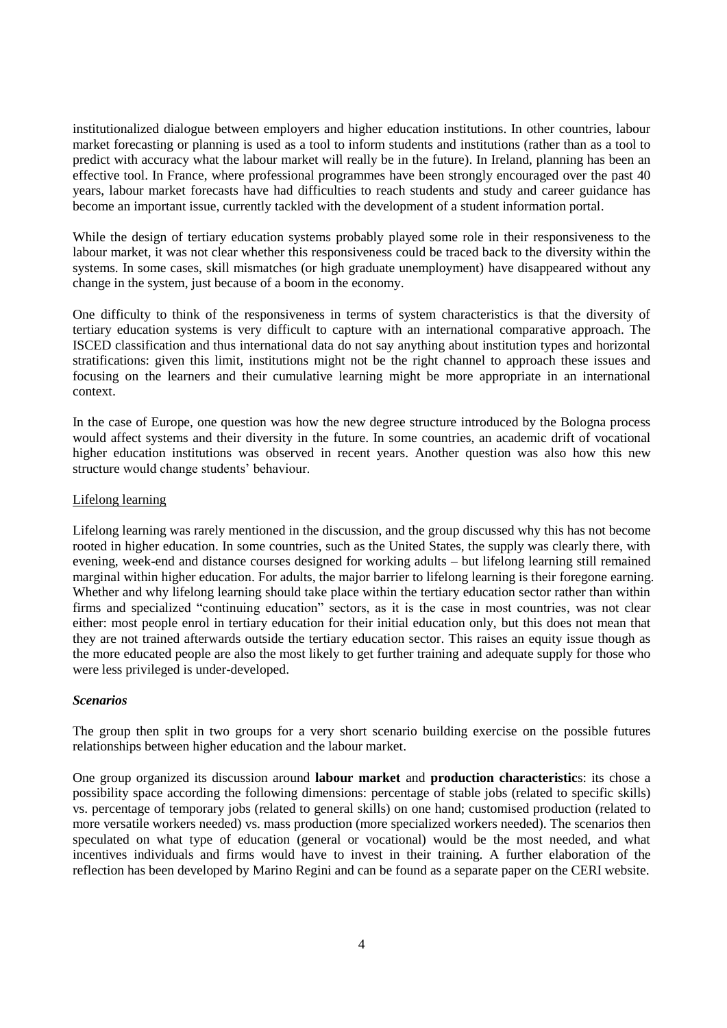institutionalized dialogue between employers and higher education institutions. In other countries, labour market forecasting or planning is used as a tool to inform students and institutions (rather than as a tool to predict with accuracy what the labour market will really be in the future). In Ireland, planning has been an effective tool. In France, where professional programmes have been strongly encouraged over the past 40 years, labour market forecasts have had difficulties to reach students and study and career guidance has become an important issue, currently tackled with the development of a student information portal.

While the design of tertiary education systems probably played some role in their responsiveness to the labour market, it was not clear whether this responsiveness could be traced back to the diversity within the systems. In some cases, skill mismatches (or high graduate unemployment) have disappeared without any change in the system, just because of a boom in the economy.

One difficulty to think of the responsiveness in terms of system characteristics is that the diversity of tertiary education systems is very difficult to capture with an international comparative approach. The ISCED classification and thus international data do not say anything about institution types and horizontal stratifications: given this limit, institutions might not be the right channel to approach these issues and focusing on the learners and their cumulative learning might be more appropriate in an international context.

In the case of Europe, one question was how the new degree structure introduced by the Bologna process would affect systems and their diversity in the future. In some countries, an academic drift of vocational higher education institutions was observed in recent years. Another question was also how this new structure would change students' behaviour.

Lifelong learning

Lifelong learning was rarely mentioned in the discussion, and the group discussed why this has not become rooted in higher education. In some countries, such as the United States, the supply was clearly there, with evening, week-end and distance courses designed for working adults – but lifelong learning still remained marginal within higher education. For adults, the major barrier to lifelong learning is their foregone earning. Whether and why lifelong learning should take place within the tertiary education sector rather than within firms and specialized "continuing education" sectors, as it is the case in most countries, was not clear either: most people enrol in tertiary education for their initial education only, but this does not mean that they are not trained afterwards outside the tertiary education sector. This raises an equity issue though as the more educated people are also the most likely to get further training and adequate supply for those who were less privileged is under-developed.

***Scenarios***

The group then split in two groups for a very short scenario building exercise on the possible futures relationships between higher education and the labour market.

One group organized its discussion around **labour market** and **production characteristic**s: its chose a possibility space according the following dimensions: percentage of stable jobs (related to specific skills) vs. percentage of temporary jobs (related to general skills) on one hand; customised production (related to more versatile workers needed) vs. mass production (more specialized workers needed). The scenarios then speculated on what type of education (general or vocational) would be the most needed, and what incentives individuals and firms would have to invest in their training. A further elaboration of the reflection has been developed by Marino Regini and can be found as a separate paper on the CERI website.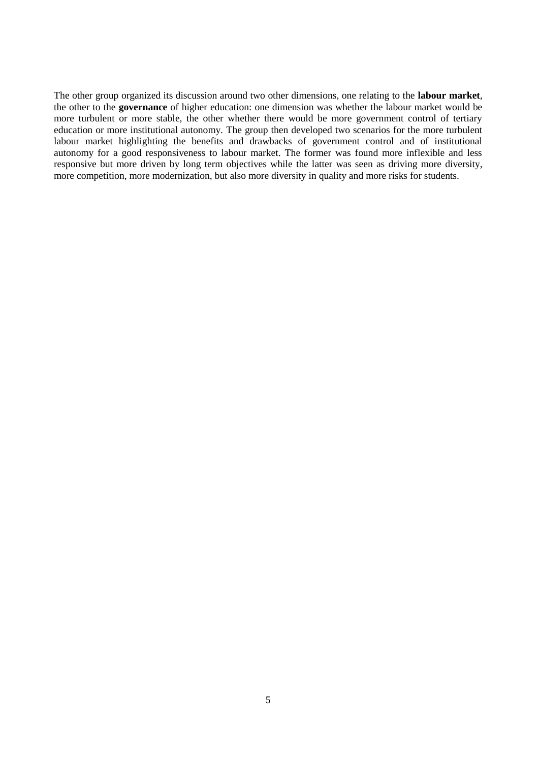The other group organized its discussion around two other dimensions, one relating to the **labour market**, the other to the **governance** of higher education: one dimension was whether the labour market would be more turbulent or more stable, the other whether there would be more government control of tertiary education or more institutional autonomy. The group then developed two scenarios for the more turbulent labour market highlighting the benefits and drawbacks of government control and of institutional autonomy for a good responsiveness to labour market. The former was found more inflexible and less responsive but more driven by long term objectives while the latter was seen as driving more diversity, more competition, more modernization, but also more diversity in quality and more risks for students.